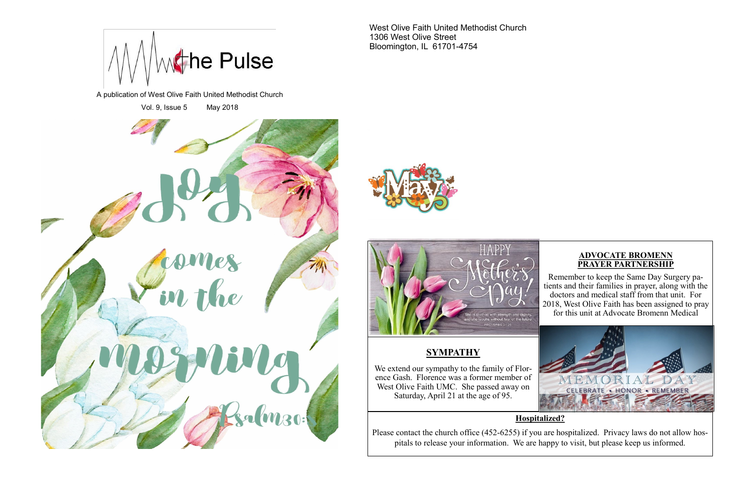# The Pulse

A publication of West Olive Faith United Methodist Church

Vol. 9, Issue 5 May 2018

Joy comes in the morning

Psalm 30:5

West Olive Faith United Methodist Church
1306 West Olive Street
Bloomington, IL 61701-4754

May

HAPPY Mother's Day!

She is clothed with strength and dignity, and she laughs without fear of the future. PROVERBS 31:25

## ADVOCATE BROMENN PRAYER PARTNERSHIP

Remember to keep the Same Day Surgery patients and their families in prayer, along with the doctors and medical staff from that unit. For 2018, West Olive Faith has been assigned to pray for this unit at Advocate Bromenn Medical

## SYMPATHY

We extend our sympathy to the family of Florence Gash. Florence was a former member of West Olive Faith UMC. She passed away on Saturday, April 21 at the age of 95.

MEMORIAL DAY

CELEBRATE • HONOR • REMEMBER

## Hospitalized?

Please contact the church office (452-6255) if you are hospitalized. Privacy laws do not allow hospitals to release your information. We are happy to visit, but please keep us informed.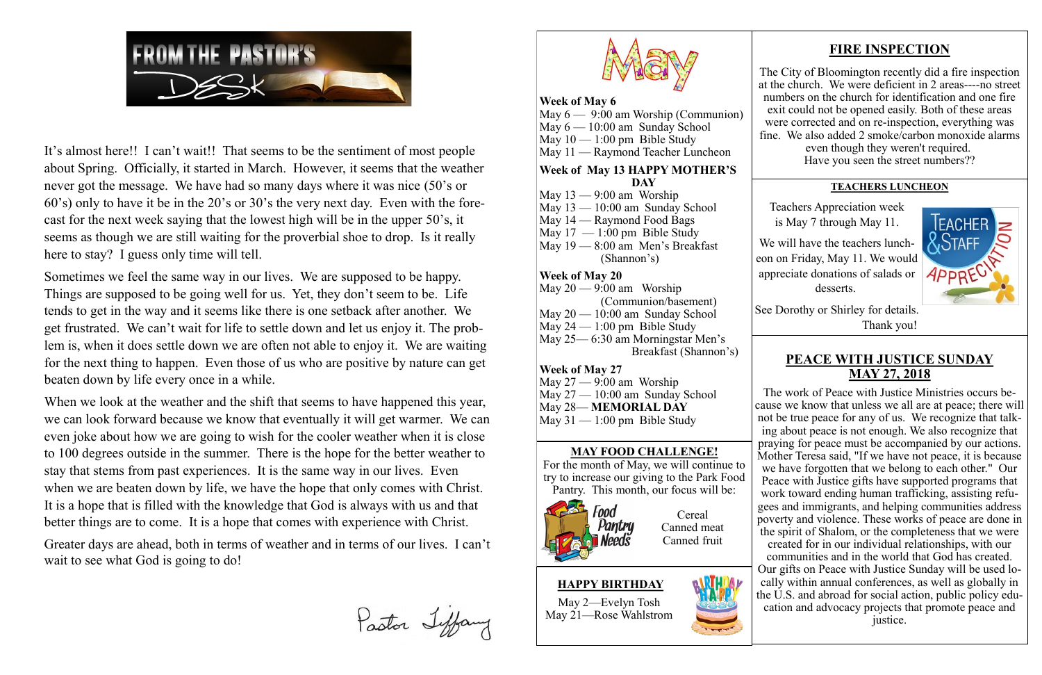## FROM THE PASTOR'S DESK

It's almost here!! I can't wait!! That seems to be the sentiment of most people about Spring. Officially, it started in March. However, it seems that the weather never got the message. We have had so many days where it was nice (50's or 60's) only to have it be in the 20's or 30's the very next day. Even with the forecast for the next week saying that the lowest high will be in the upper 50's, it seems as though we are still waiting for the proverbial shoe to drop. Is it really here to stay? I guess only time will tell.

Sometimes we feel the same way in our lives. We are supposed to be happy. Things are supposed to be going well for us. Yet, they don't seem to be. Life tends to get in the way and it seems like there is one setback after another. We get frustrated. We can't wait for life to settle down and let us enjoy it. The problem is, when it does settle down we are often not able to enjoy it. We are waiting for the next thing to happen. Even those of us who are positive by nature can get beaten down by life every once in a while.

When we look at the weather and the shift that seems to have happened this year, we can look forward because we know that eventually it will get warmer. We can even joke about how we are going to wish for the cooler weather when it is close to 100 degrees outside in the summer. There is the hope for the better weather to stay that stems from past experiences. It is the same way in our lives. Even when we are beaten down by life, we have the hope that only comes with Christ. It is a hope that is filled with the knowledge that God is always with us and that better things are to come. It is a hope that comes with experience with Christ.

Greater days are ahead, both in terms of weather and in terms of our lives. I can't wait to see what God is going to do!

Pastor Tiffany

## May

**Week of May 6**

May 6 — 9:00 am Worship (Communion)
May 6 — 10:00 am Sunday School
May 10 — 1:00 pm Bible Study
May 11 — Raymond Teacher Luncheon

**Week of May 13 HAPPY MOTHER'S DAY**

May 13 — 9:00 am Worship
May 13 — 10:00 am Sunday School
May 14 — Raymond Food Bags
May 17 — 1:00 pm Bible Study
May 19 — 8:00 am Men's Breakfast (Shannon's)

**Week of May 20**

May 20 — 9:00 am Worship (Communion/basement)
May 20 — 10:00 am Sunday School
May 24 — 1:00 pm Bible Study
May 25— 6:30 am Morningstar Men's Breakfast (Shannon's)

**Week of May 27**

May 27 — 9:00 am Worship
May 27 — 10:00 am Sunday School
May 28— **MEMORIAL DAY**
May 31 — 1:00 pm Bible Study

## MAY FOOD CHALLENGE!

For the month of May, we will continue to try to increase our giving to the Park Food Pantry. This month, our focus will be:

Food Pantry Needs

Cereal
Canned meat
Canned fruit

## HAPPY BIRTHDAY

May 2—Evelyn Tosh
May 21—Rose Wahlstrom

## FIRE INSPECTION

The City of Bloomington recently did a fire inspection at the church. We were deficient in 2 areas----no street numbers on the church for identification and one fire exit could not be opened easily. Both of these areas were corrected and on re-inspection, everything was fine. We also added 2 smoke/carbon monoxide alarms even though they weren't required.
Have you seen the street numbers??

## TEACHERS LUNCHEON

Teachers Appreciation week is May 7 through May 11.

We will have the teachers luncheon on Friday, May 11. We would appreciate donations of salads or desserts.

See Dorothy or Shirley for details.
Thank you!

## PEACE WITH JUSTICE SUNDAY MAY 27, 2018

The work of Peace with Justice Ministries occurs because we know that unless we all are at peace; there will not be true peace for any of us. We recognize that talking about peace is not enough. We also recognize that praying for peace must be accompanied by our actions. Mother Teresa said, "If we have not peace, it is because we have forgotten that we belong to each other." Our Peace with Justice gifts have supported programs that work toward ending human trafficking, assisting refugees and immigrants, and helping communities address poverty and violence. These works of peace are done in the spirit of Shalom, or the completeness that we were created for in our individual relationships, with our communities and in the world that God has created. Our gifts on Peace with Justice Sunday will be used locally within annual conferences, as well as globally in the U.S. and abroad for social action, public policy education and advocacy projects that promote peace and justice.